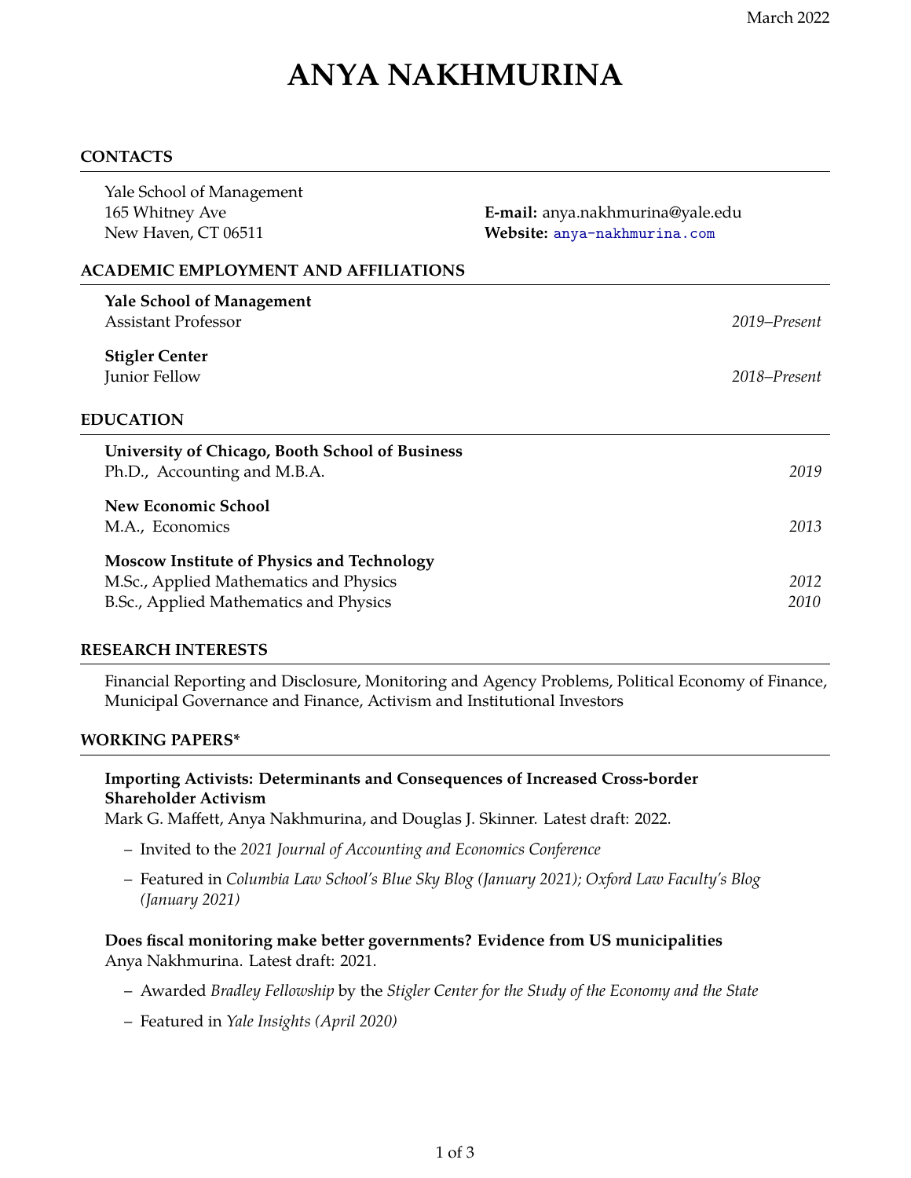March 2022

# ANYA NAKHMURINA

## CONTACTS

Yale School of Management
165 Whitney Ave
New Haven, CT 06511

**E-mail:** anya.nakhmurina@yale.edu
**Website:** anya-nakhmurina.com

## ACADEMIC EMPLOYMENT AND AFFILIATIONS

**Yale School of Management**
Assistant Professor — *2019–Present*

**Stigler Center**
Junior Fellow — *2018–Present*

## EDUCATION

**University of Chicago, Booth School of Business**
Ph.D., Accounting and M.B.A. — *2019*

**New Economic School**
M.A., Economics — *2013*

**Moscow Institute of Physics and Technology**
M.Sc., Applied Mathematics and Physics — *2012*
B.Sc., Applied Mathematics and Physics — *2010*

## RESEARCH INTERESTS

Financial Reporting and Disclosure, Monitoring and Agency Problems, Political Economy of Finance, Municipal Governance and Finance, Activism and Institutional Investors

## WORKING PAPERS*

**Importing Activists: Determinants and Consequences of Increased Cross-border Shareholder Activism**
Mark G. Maffett, Anya Nakhmurina, and Douglas J. Skinner. Latest draft: 2022.

- Invited to the *2021 Journal of Accounting and Economics Conference*
- Featured in *Columbia Law School's Blue Sky Blog (January 2021); Oxford Law Faculty's Blog (January 2021)*

**Does fiscal monitoring make better governments? Evidence from US municipalities**
Anya Nakhmurina. Latest draft: 2021.

- Awarded *Bradley Fellowship* by the *Stigler Center for the Study of the Economy and the State*
- Featured in *Yale Insights (April 2020)*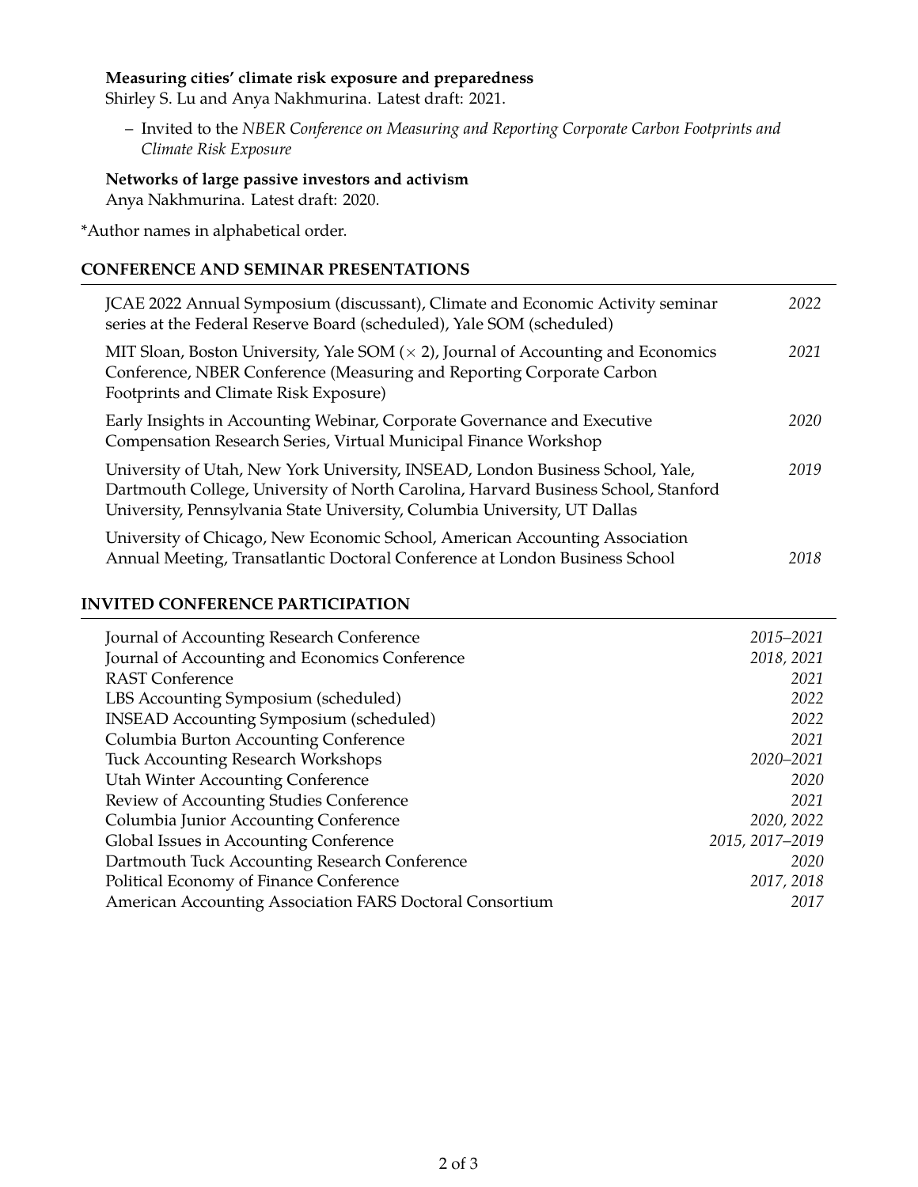**Measuring cities' climate risk exposure and preparedness**
Shirley S. Lu and Anya Nakhmurina. Latest draft: 2021.

- Invited to the *NBER Conference on Measuring and Reporting Corporate Carbon Footprints and Climate Risk Exposure*

**Networks of large passive investors and activism**
Anya Nakhmurina. Latest draft: 2020.

*Author names in alphabetical order.

## CONFERENCE AND SEMINAR PRESENTATIONS

| | |
|---|---|
| JCAE 2022 Annual Symposium (discussant), Climate and Economic Activity seminar series at the Federal Reserve Board (scheduled), Yale SOM (scheduled) | *2022* |
| MIT Sloan, Boston University, Yale SOM ($\times$ 2), Journal of Accounting and Economics Conference, NBER Conference (Measuring and Reporting Corporate Carbon Footprints and Climate Risk Exposure) | *2021* |
| Early Insights in Accounting Webinar, Corporate Governance and Executive Compensation Research Series, Virtual Municipal Finance Workshop | *2020* |
| University of Utah, New York University, INSEAD, London Business School, Yale, Dartmouth College, University of North Carolina, Harvard Business School, Stanford University, Pennsylvania State University, Columbia University, UT Dallas | *2019* |
| University of Chicago, New Economic School, American Accounting Association Annual Meeting, Transatlantic Doctoral Conference at London Business School | *2018* |

## INVITED CONFERENCE PARTICIPATION

| | |
|---|---|
| Journal of Accounting Research Conference | *2015–2021* |
| Journal of Accounting and Economics Conference | *2018, 2021* |
| RAST Conference | *2021* |
| LBS Accounting Symposium (scheduled) | *2022* |
| INSEAD Accounting Symposium (scheduled) | *2022* |
| Columbia Burton Accounting Conference | *2021* |
| Tuck Accounting Research Workshops | *2020–2021* |
| Utah Winter Accounting Conference | *2020* |
| Review of Accounting Studies Conference | *2021* |
| Columbia Junior Accounting Conference | *2020, 2022* |
| Global Issues in Accounting Conference | *2015, 2017–2019* |
| Dartmouth Tuck Accounting Research Conference | *2020* |
| Political Economy of Finance Conference | *2017, 2018* |
| American Accounting Association FARS Doctoral Consortium | *2017* |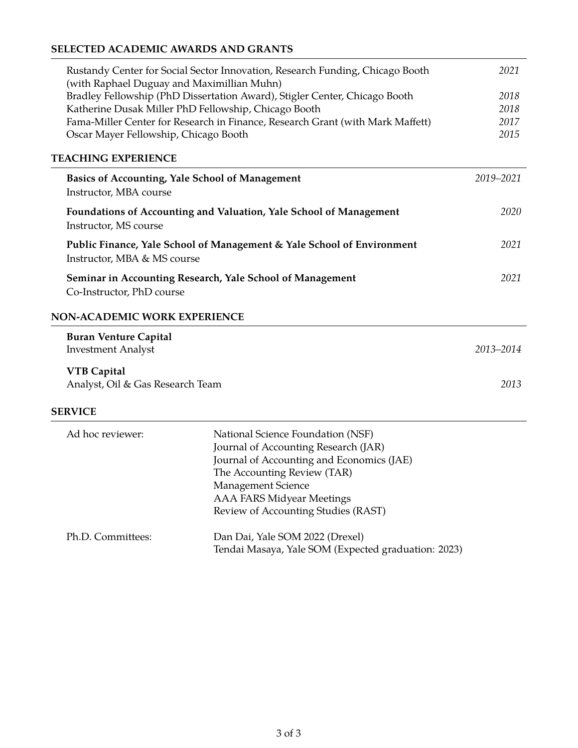## SELECTED ACADEMIC AWARDS AND GRANTS

| | |
|---|---|
| Rustandy Center for Social Sector Innovation, Research Funding, Chicago Booth (with Raphael Duguay and Maximillian Muhn) | *2021* |
| Bradley Fellowship (PhD Dissertation Award), Stigler Center, Chicago Booth | *2018* |
| Katherine Dusak Miller PhD Fellowship, Chicago Booth | *2018* |
| Fama-Miller Center for Research in Finance, Research Grant (with Mark Maffett) | *2017* |
| Oscar Mayer Fellowship, Chicago Booth | *2015* |

## TEACHING EXPERIENCE

**Basics of Accounting, Yale School of Management** — *2019–2021*
Instructor, MBA course

**Foundations of Accounting and Valuation, Yale School of Management** — *2020*
Instructor, MS course

**Public Finance, Yale School of Management & Yale School of Environment** — *2021*
Instructor, MBA & MS course

**Seminar in Accounting Research, Yale School of Management** — *2021*
Co-Instructor, PhD course

## NON-ACADEMIC WORK EXPERIENCE

**Buran Venture Capital**
Investment Analyst — *2013–2014*

**VTB Capital**
Analyst, Oil & Gas Research Team — *2013*

## SERVICE

Ad hoc reviewer:
- National Science Foundation (NSF)
- Journal of Accounting Research (JAR)
- Journal of Accounting and Economics (JAE)
- The Accounting Review (TAR)
- Management Science
- AAA FARS Midyear Meetings
- Review of Accounting Studies (RAST)

Ph.D. Committees:
- Dan Dai, Yale SOM 2022 (Drexel)
- Tendai Masaya, Yale SOM (Expected graduation: 2023)